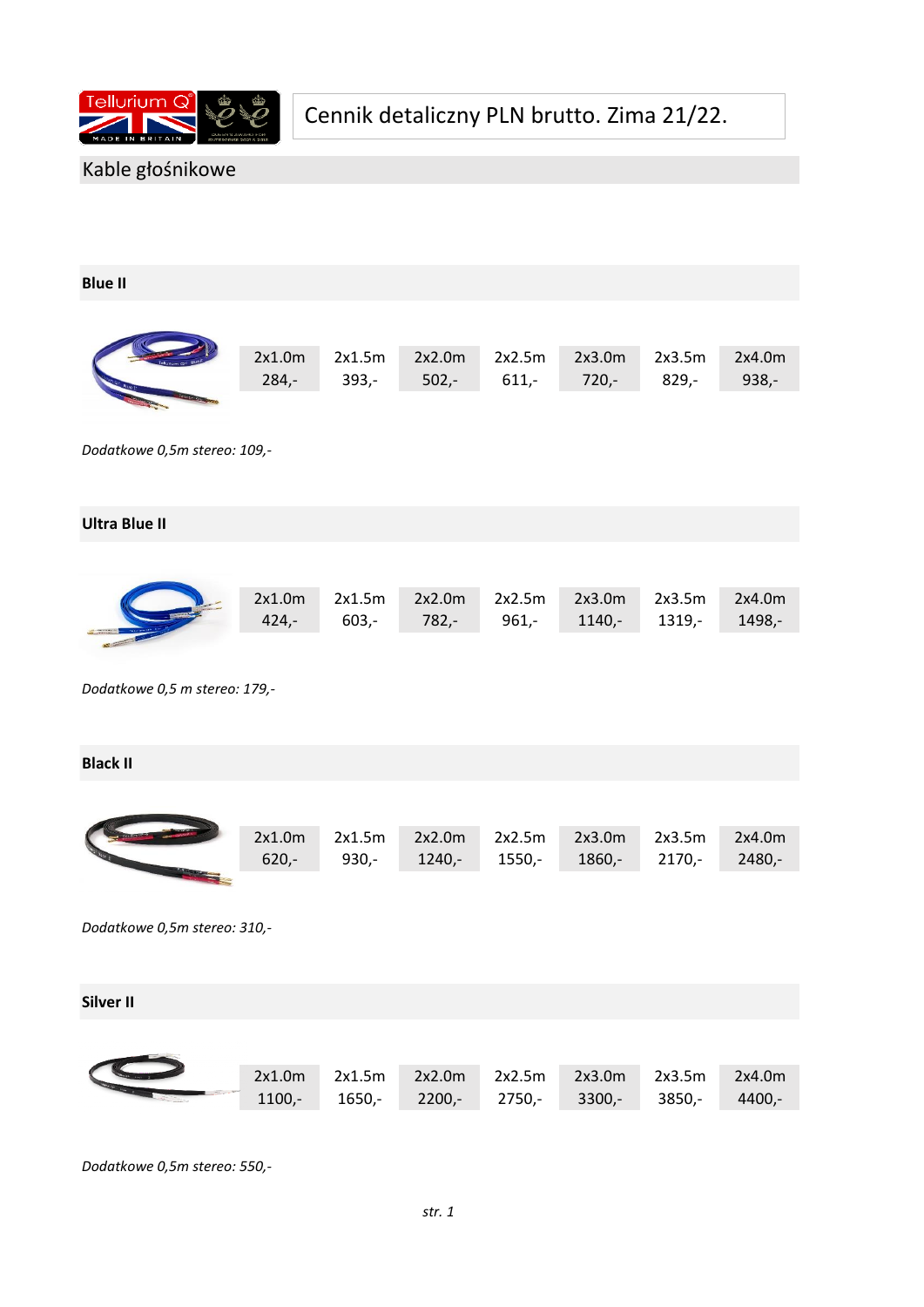Cennik detaliczny PLN brutto. Zima 21/22.

# Kable głośnikowe

## Blue II

| 2x1.0m | 2x1.5m | 2x2.0m | 2x2.5m | 2x3.0m | 2x3.5m | 2x4.0m |
|---|---|---|---|---|---|---|
| 284,- | 393,- | 502,- | 611,- | 720,- | 829,- | 938,- |

*Dodatkowe 0,5m stereo: 109,-*

## Ultra Blue II

| 2x1.0m | 2x1.5m | 2x2.0m | 2x2.5m | 2x3.0m | 2x3.5m | 2x4.0m |
|---|---|---|---|---|---|---|
| 424,- | 603,- | 782,- | 961,- | 1140,- | 1319,- | 1498,- |

*Dodatkowe 0,5 m stereo: 179,-*

## Black II

| 2x1.0m | 2x1.5m | 2x2.0m | 2x2.5m | 2x3.0m | 2x3.5m | 2x4.0m |
|---|---|---|---|---|---|---|
| 620,- | 930,- | 1240,- | 1550,- | 1860,- | 2170,- | 2480,- |

*Dodatkowe 0,5m stereo: 310,-*

## Silver II

| 2x1.0m | 2x1.5m | 2x2.0m | 2x2.5m | 2x3.0m | 2x3.5m | 2x4.0m |
|---|---|---|---|---|---|---|
| 1100,- | 1650,- | 2200,- | 2750,- | 3300,- | 3850,- | 4400,- |

*Dodatkowe 0,5m stereo: 550,-*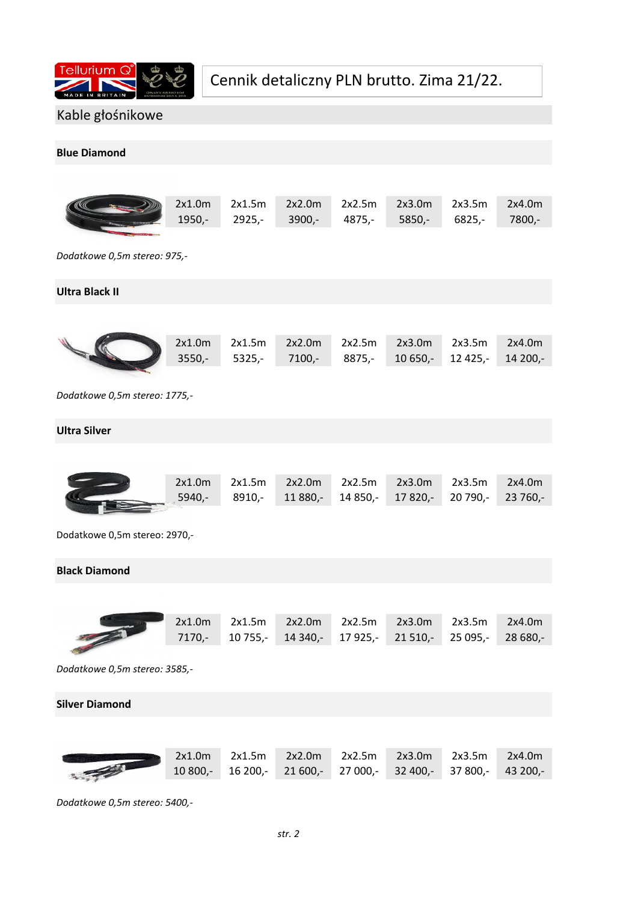Cennik detaliczny PLN brutto. Zima 21/22.

## Kable głośnikowe

### Blue Diamond

| 2x1.0m | 2x1.5m | 2x2.0m | 2x2.5m | 2x3.0m | 2x3.5m | 2x4.0m |
|---|---|---|---|---|---|---|
| 1950,- | 2925,- | 3900,- | 4875,- | 5850,- | 6825,- | 7800,- |

*Dodatkowe 0,5m stereo: 975,-*

### Ultra Black II

| 2x1.0m | 2x1.5m | 2x2.0m | 2x2.5m | 2x3.0m | 2x3.5m | 2x4.0m |
|---|---|---|---|---|---|---|
| 3550,- | 5325,- | 7100,- | 8875,- | 10 650,- | 12 425,- | 14 200,- |

*Dodatkowe 0,5m stereo: 1775,-*

### Ultra Silver

| 2x1.0m | 2x1.5m | 2x2.0m | 2x2.5m | 2x3.0m | 2x3.5m | 2x4.0m |
|---|---|---|---|---|---|---|
| 5940,- | 8910,- | 11 880,- | 14 850,- | 17 820,- | 20 790,- | 23 760,- |

Dodatkowe 0,5m stereo: 2970,-

### Black Diamond

| 2x1.0m | 2x1.5m | 2x2.0m | 2x2.5m | 2x3.0m | 2x3.5m | 2x4.0m |
|---|---|---|---|---|---|---|
| 7170,- | 10 755,- | 14 340,- | 17 925,- | 21 510,- | 25 095,- | 28 680,- |

*Dodatkowe 0,5m stereo: 3585,-*

### Silver Diamond

| 2x1.0m | 2x1.5m | 2x2.0m | 2x2.5m | 2x3.0m | 2x3.5m | 2x4.0m |
|---|---|---|---|---|---|---|
| 10 800,- | 16 200,- | 21 600,- | 27 000,- | 32 400,- | 37 800,- | 43 200,- |

*Dodatkowe 0,5m stereo: 5400,-*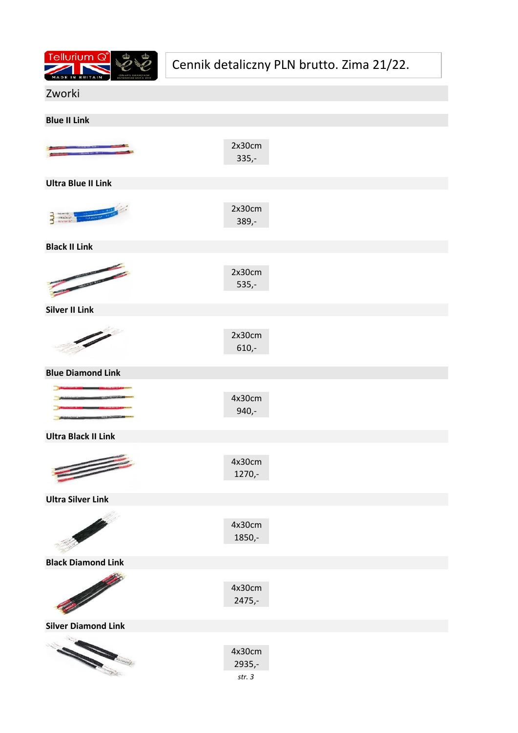Cennik detaliczny PLN brutto. Zima 21/22.

## Zworki

### Blue II Link

2x30cm
335,-

### Ultra Blue II Link

2x30cm
389,-

### Black II Link

2x30cm
535,-

### Silver II Link

2x30cm
610,-

### Blue Diamond Link

4x30cm
940,-

### Ultra Black II Link

4x30cm
1270,-

### Ultra Silver Link

4x30cm
1850,-

### Black Diamond Link

4x30cm
2475,-

### Silver Diamond Link

4x30cm
2935,-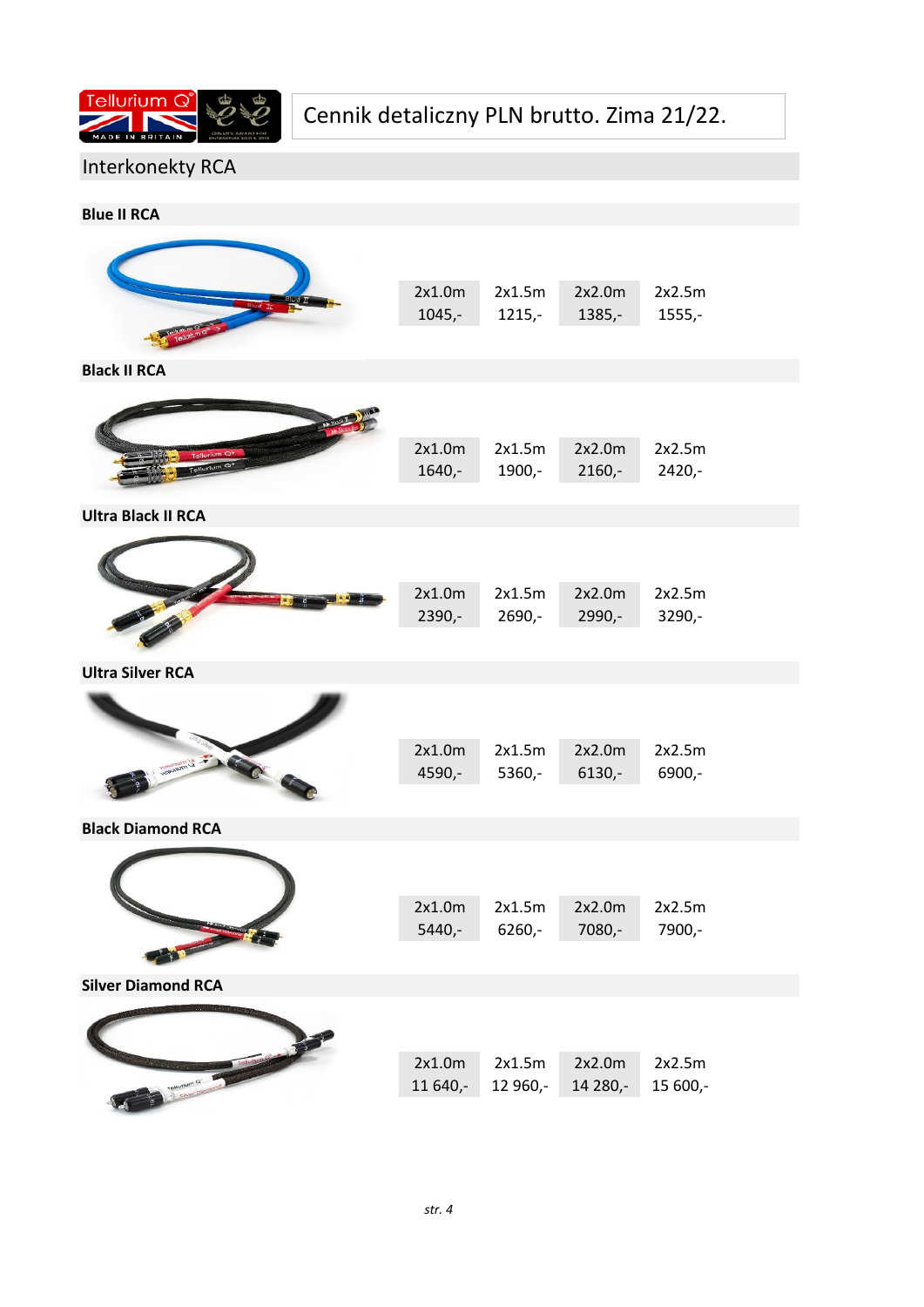Cennik detaliczny PLN brutto. Zima 21/22.

# Interkonekty RCA

## Blue II RCA

| 2x1.0m | 2x1.5m | 2x2.0m | 2x2.5m |
|---|---|---|---|
| 1045,- | 1215,- | 1385,- | 1555,- |

## Black II RCA

| 2x1.0m | 2x1.5m | 2x2.0m | 2x2.5m |
|---|---|---|---|
| 1640,- | 1900,- | 2160,- | 2420,- |

## Ultra Black II RCA

| 2x1.0m | 2x1.5m | 2x2.0m | 2x2.5m |
|---|---|---|---|
| 2390,- | 2690,- | 2990,- | 3290,- |

## Ultra Silver RCA

| 2x1.0m | 2x1.5m | 2x2.0m | 2x2.5m |
|---|---|---|---|
| 4590,- | 5360,- | 6130,- | 6900,- |

## Black Diamond RCA

| 2x1.0m | 2x1.5m | 2x2.0m | 2x2.5m |
|---|---|---|---|
| 5440,- | 6260,- | 7080,- | 7900,- |

## Silver Diamond RCA

| 2x1.0m | 2x1.5m | 2x2.0m | 2x2.5m |
|---|---|---|---|
| 11 640,- | 12 960,- | 14 280,- | 15 600,- |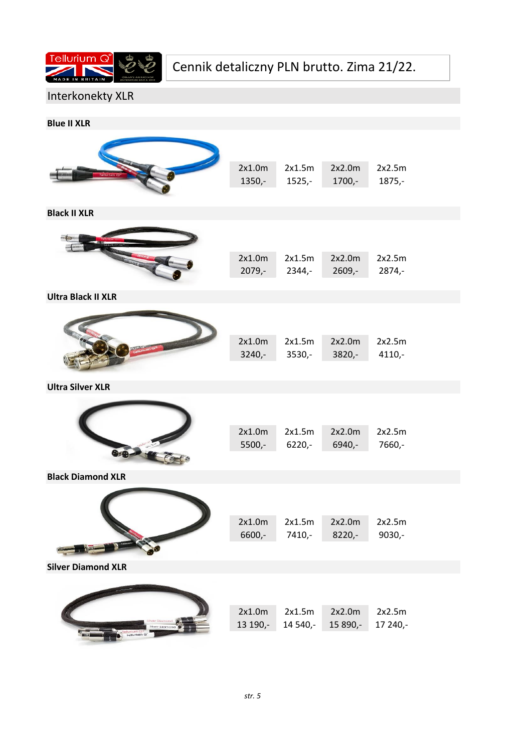Cennik detaliczny PLN brutto. Zima 21/22.

## Interkonekty XLR

### Blue II XLR

| 2x1.0m | 2x1.5m | 2x2.0m | 2x2.5m |
|---|---|---|---|
| 1350,- | 1525,- | 1700,- | 1875,- |

### Black II XLR

| 2x1.0m | 2x1.5m | 2x2.0m | 2x2.5m |
|---|---|---|---|
| 2079,- | 2344,- | 2609,- | 2874,- |

### Ultra Black II XLR

| 2x1.0m | 2x1.5m | 2x2.0m | 2x2.5m |
|---|---|---|---|
| 3240,- | 3530,- | 3820,- | 4110,- |

### Ultra Silver XLR

| 2x1.0m | 2x1.5m | 2x2.0m | 2x2.5m |
|---|---|---|---|
| 5500,- | 6220,- | 6940,- | 7660,- |

### Black Diamond XLR

| 2x1.0m | 2x1.5m | 2x2.0m | 2x2.5m |
|---|---|---|---|
| 6600,- | 7410,- | 8220,- | 9030,- |

### Silver Diamond XLR

| 2x1.0m | 2x1.5m | 2x2.0m | 2x2.5m |
|---|---|---|---|
| 13 190,- | 14 540,- | 15 890,- | 17 240,- |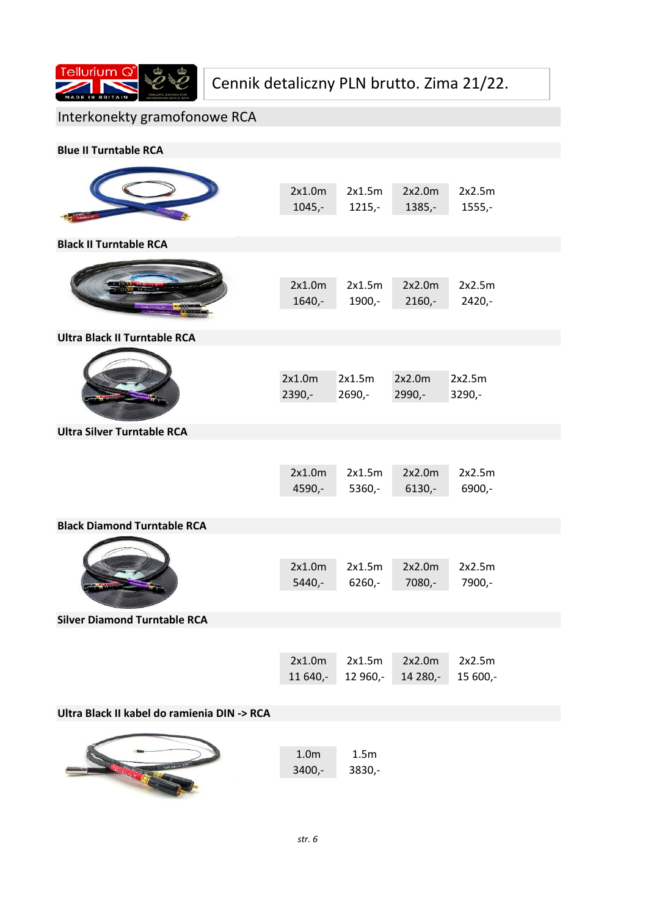Cennik detaliczny PLN brutto. Zima 21/22.

## Interkonekty gramofonowe RCA

### Blue II Turntable RCA

| 2x1.0m | 2x1.5m | 2x2.0m | 2x2.5m |
|---|---|---|---|
| 1045,- | 1215,- | 1385,- | 1555,- |

### Black II Turntable RCA

| 2x1.0m | 2x1.5m | 2x2.0m | 2x2.5m |
|---|---|---|---|
| 1640,- | 1900,- | 2160,- | 2420,- |

### Ultra Black II Turntable RCA

| 2x1.0m | 2x1.5m | 2x2.0m | 2x2.5m |
|---|---|---|---|
| 2390,- | 2690,- | 2990,- | 3290,- |

### Ultra Silver Turntable RCA

| 2x1.0m | 2x1.5m | 2x2.0m | 2x2.5m |
|---|---|---|---|
| 4590,- | 5360,- | 6130,- | 6900,- |

### Black Diamond Turntable RCA

| 2x1.0m | 2x1.5m | 2x2.0m | 2x2.5m |
|---|---|---|---|
| 5440,- | 6260,- | 7080,- | 7900,- |

### Silver Diamond Turntable RCA

| 2x1.0m | 2x1.5m | 2x2.0m | 2x2.5m |
|---|---|---|---|
| 11 640,- | 12 960,- | 14 280,- | 15 600,- |

### Ultra Black II kabel do ramienia DIN -> RCA

| 1.0m | 1.5m |
|---|---|
| 3400,- | 3830,- |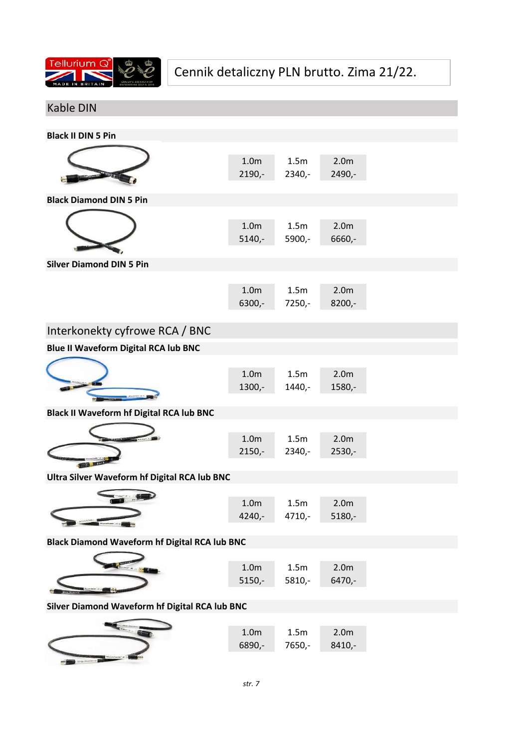Cennik detaliczny PLN brutto. Zima 21/22.

## Kable DIN

### Black II DIN 5 Pin

| 1.0m | 1.5m | 2.0m |
|---|---|---|
| 2190,- | 2340,- | 2490,- |

### Black Diamond DIN 5 Pin

| 1.0m | 1.5m | 2.0m |
|---|---|---|
| 5140,- | 5900,- | 6660,- |

### Silver Diamond DIN 5 Pin

| 1.0m | 1.5m | 2.0m |
|---|---|---|
| 6300,- | 7250,- | 8200,- |

## Interkonekty cyfrowe RCA / BNC

### Blue II Waveform Digital RCA lub BNC

| 1.0m | 1.5m | 2.0m |
|---|---|---|
| 1300,- | 1440,- | 1580,- |

### Black II Waveform hf Digital RCA lub BNC

| 1.0m | 1.5m | 2.0m |
|---|---|---|
| 2150,- | 2340,- | 2530,- |

### Ultra Silver Waveform hf Digital RCA lub BNC

| 1.0m | 1.5m | 2.0m |
|---|---|---|
| 4240,- | 4710,- | 5180,- |

### Black Diamond Waveform hf Digital RCA lub BNC

| 1.0m | 1.5m | 2.0m |
|---|---|---|
| 5150,- | 5810,- | 6470,- |

### Silver Diamond Waveform hf Digital RCA lub BNC

| 1.0m | 1.5m | 2.0m |
|---|---|---|
| 6890,- | 7650,- | 8410,- |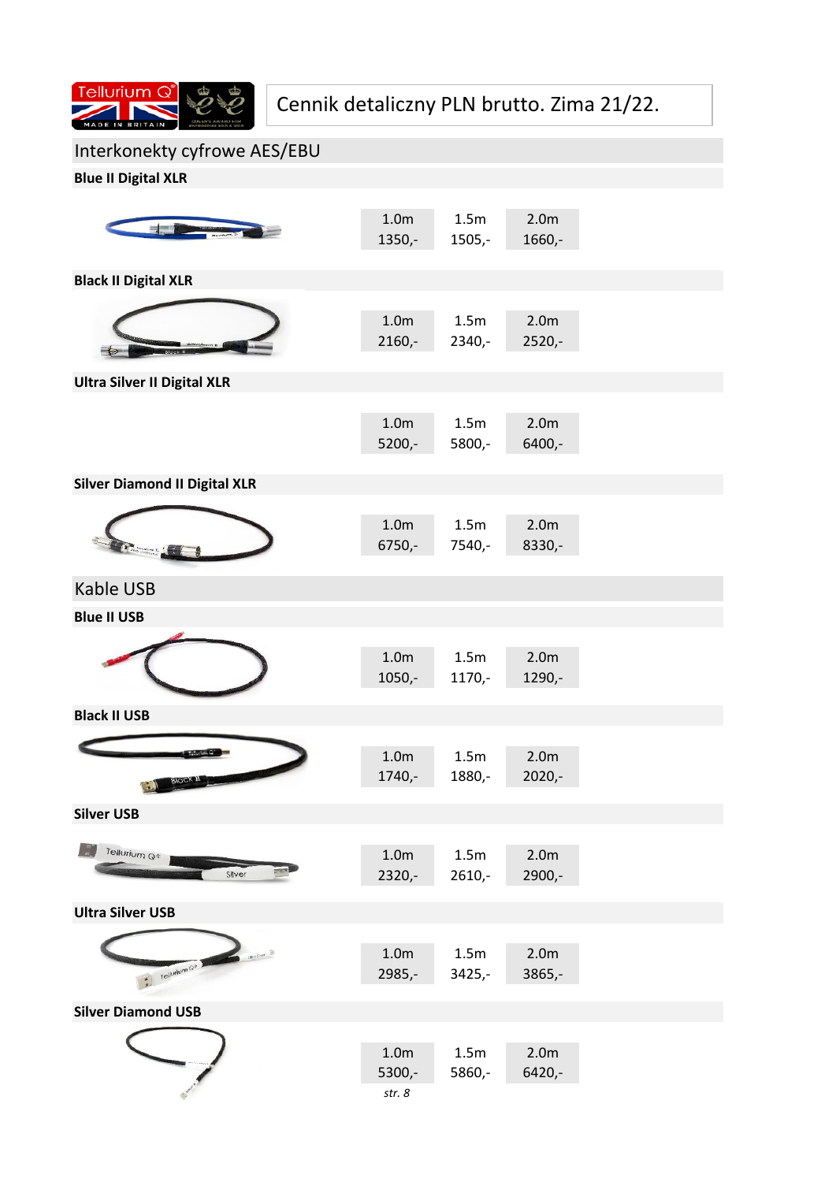Cennik detaliczny PLN brutto. Zima 21/22.

## Interkonekty cyfrowe AES/EBU

### Blue II Digital XLR

| 1.0m | 1.5m | 2.0m |
|---|---|---|
| 1350,- | 1505,- | 1660,- |

### Black II Digital XLR

| 1.0m | 1.5m | 2.0m |
|---|---|---|
| 2160,- | 2340,- | 2520,- |

### Ultra Silver II Digital XLR

| 1.0m | 1.5m | 2.0m |
|---|---|---|
| 5200,- | 5800,- | 6400,- |

### Silver Diamond II Digital XLR

| 1.0m | 1.5m | 2.0m |
|---|---|---|
| 6750,- | 7540,- | 8330,- |

## Kable USB

### Blue II USB

| 1.0m | 1.5m | 2.0m |
|---|---|---|
| 1050,- | 1170,- | 1290,- |

### Black II USB

| 1.0m | 1.5m | 2.0m |
|---|---|---|
| 1740,- | 1880,- | 2020,- |

### Silver USB

| 1.0m | 1.5m | 2.0m |
|---|---|---|
| 2320,- | 2610,- | 2900,- |

### Ultra Silver USB

| 1.0m | 1.5m | 2.0m |
|---|---|---|
| 2985,- | 3425,- | 3865,- |

### Silver Diamond USB

| 1.0m | 1.5m | 2.0m |
|---|---|---|
| 5300,- | 5860,- | 6420,- |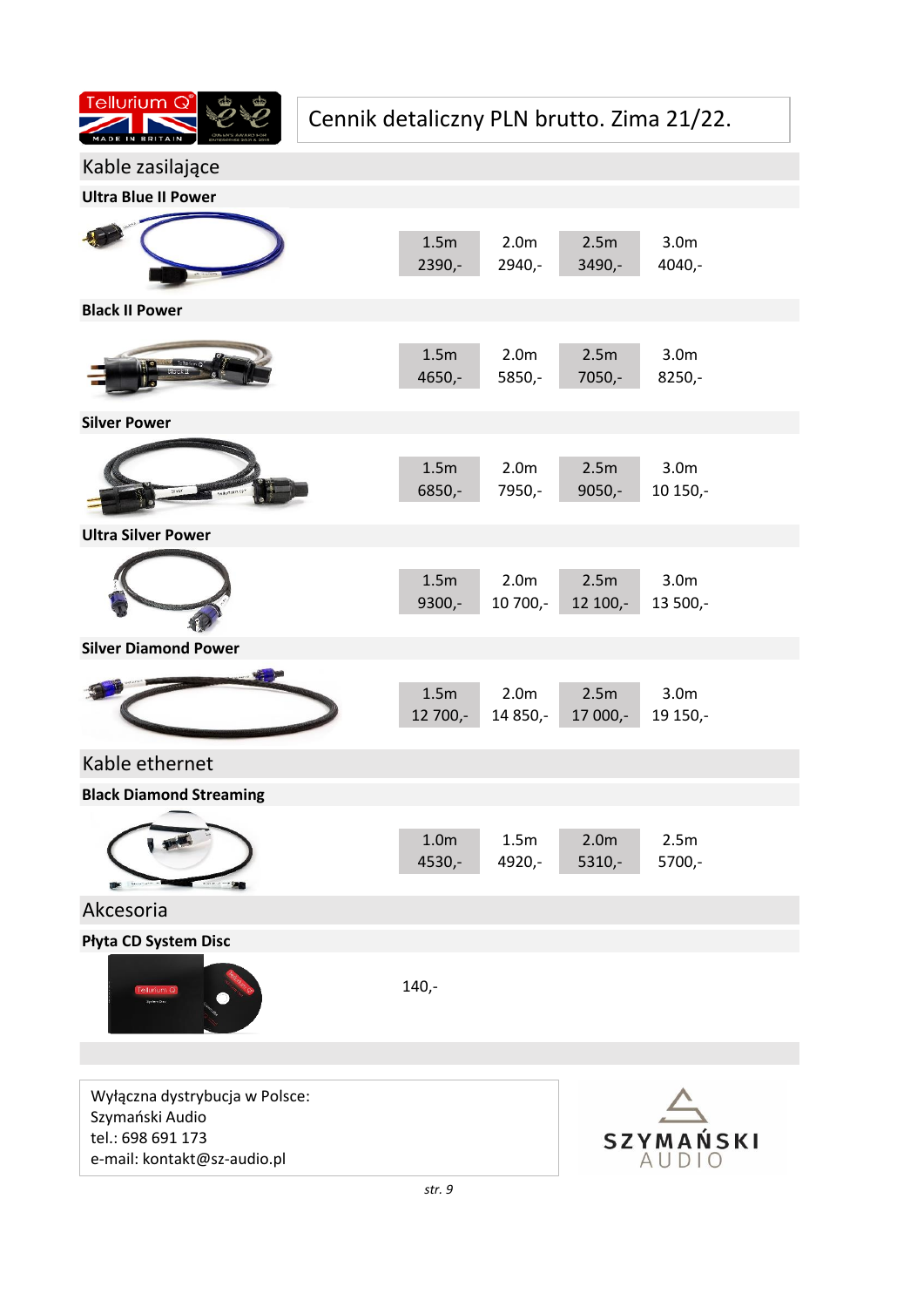# Cennik detaliczny PLN brutto. Zima 21/22.

## Kable zasilające

### Ultra Blue II Power

| 1.5m | 2.0m | 2.5m | 3.0m |
|---|---|---|---|
| 2390,- | 2940,- | 3490,- | 4040,- |

### Black II Power

| 1.5m | 2.0m | 2.5m | 3.0m |
|---|---|---|---|
| 4650,- | 5850,- | 7050,- | 8250,- |

### Silver Power

| 1.5m | 2.0m | 2.5m | 3.0m |
|---|---|---|---|
| 6850,- | 7950,- | 9050,- | 10 150,- |

### Ultra Silver Power

| 1.5m | 2.0m | 2.5m | 3.0m |
|---|---|---|---|
| 9300,- | 10 700,- | 12 100,- | 13 500,- |

### Silver Diamond Power

| 1.5m | 2.0m | 2.5m | 3.0m |
|---|---|---|---|
| 12 700,- | 14 850,- | 17 000,- | 19 150,- |

## Kable ethernet

### Black Diamond Streaming

| 1.0m | 1.5m | 2.0m | 2.5m |
|---|---|---|---|
| 4530,- | 4920,- | 5310,- | 5700,- |

## Akcesoria

### Płyta CD System Disc

140,-

Wyłączna dystrybucja w Polsce:
Szymański Audio
tel.: 698 691 173
e-mail: kontakt@sz-audio.pl